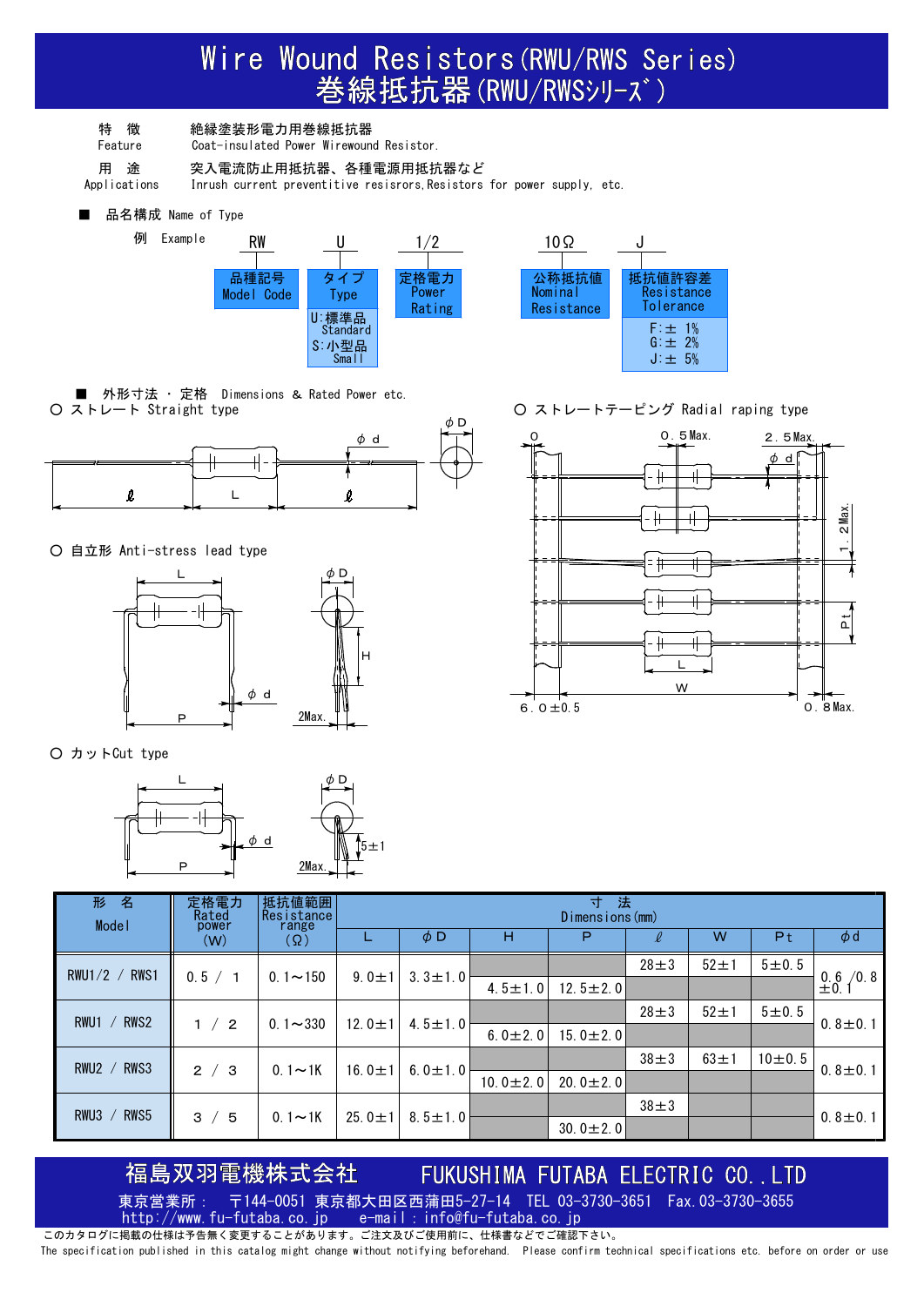# Wire Wound Resistors (RWU/RWS Series)
# 巻線抵抗器 (RWU/RWSｼﾘｰｽﾞ)

特 徴 Feature: 絶縁塗装形電力用巻線抵抗器 Coat-insulated Power Wirewound Resistor.

用 途 Applications: 突入電流防止用抵抗器、各種電源用抵抗器など Inrush current preventitive resisrors, Resistors for power supply, etc.

## ■ 品名構成 Name of Type

例 Example

| RW | U | 1/2 | 10Ω | J |
|---|---|---|---|---|
| 品種記号 Model Code | タイプ Type | 定格電力 Power Rating | 公称抵抗値 Nominal Resistance | 抵抗値許容差 Resistance Tolerance |
| | U:標準品 Standard<br>S:小型品 Small | | | F:± 1%<br>G:± 2%<br>J:± 5% |

## ■ 外形寸法・定格 Dimensions & Rated Power etc.

○ ストレート Straight type

○ ストレートテーピング Radial raping type

○ 自立形 Anti-stress lead type

○ カット Cut type

| 形 名 Model | 定格電力 Rated power (W) | 抵抗値範囲 Resistance range (Ω) | 寸 法 Dimensions (mm) | | | | | | | |
|---|---|---|---|---|---|---|---|---|---|---|
| | | | L | φD | H | P | ℓ | W | Pt | φd |
| RWU1/2 / RWS1 | 0.5 / 1 | 0.1～150 | 9.0±1 | 3.3±1.0 | 4.5±1.0 | 12.5±2.0 | 28±3 | 52±1 | 5±0.5 | 0.6 /0.8 ±0.1 |
| RWU1 / RWS2 | 1 / 2 | 0.1～330 | 12.0±1 | 4.5±1.0 | 6.0±2.0 | 15.0±2.0 | 28±3 | 52±1 | 5±0.5 | 0.8±0.1 |
| RWU2 / RWS3 | 2 / 3 | 0.1～1K | 16.0±1 | 6.0±1.0 | 10.0±2.0 | 20.0±2.0 | 38±3 | 63±1 | 10±0.5 | 0.8±0.1 |
| RWU3 / RWS5 | 3 / 5 | 0.1～1K | 25.0±1 | 8.5±1.0 | | 30.0±2.0 | 38±3 | | | 0.8±0.1 |

**福島双羽電機株式会社 FUKUSHIMA FUTABA ELECTRIC CO., LTD**

東京営業所： 〒144-0051 東京都大田区西蒲田5-27-14 TEL 03-3730-3651 Fax.03-3730-3655
http://www.fu-futaba.co.jp e-mail：info@fu-futaba.co.jp

このカタログに掲載の仕様は予告無く変更することがあります。ご注文及びご使用前に、仕様書などでご確認下さい。
The specification published in this catalog might change without notifying beforehand. Please confirm technical specifications etc. before on order or use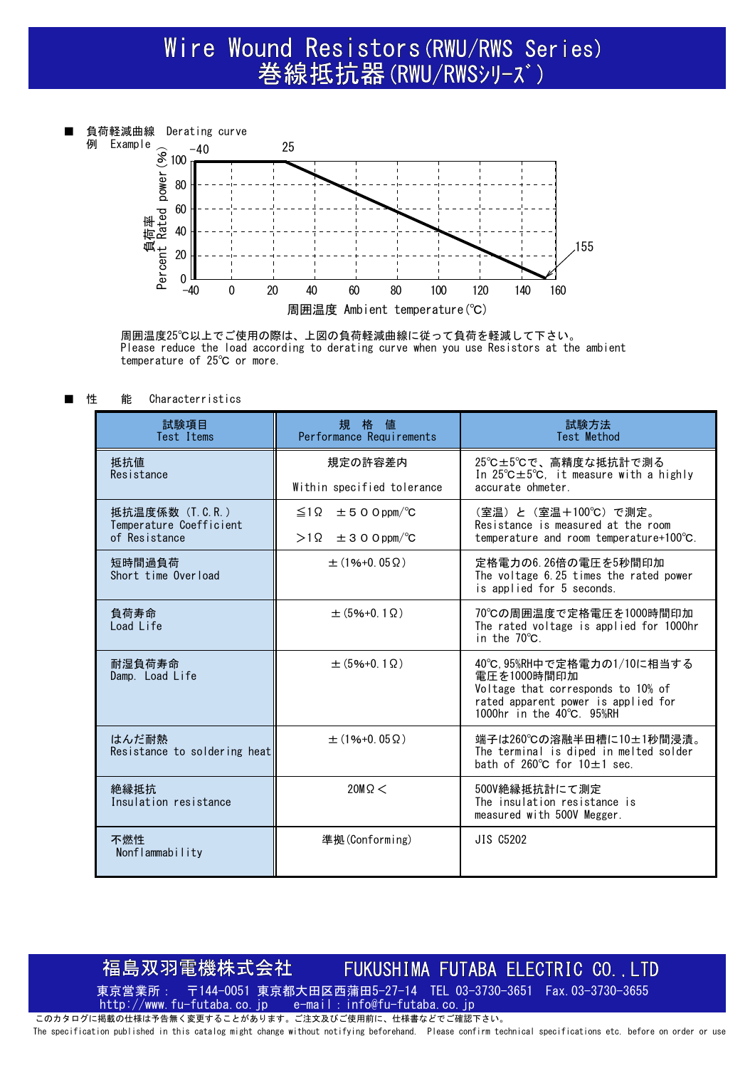# Wire Wound Resistors(RWU/RWS Series)
# 巻線抵抗器(RWU/RWSｼﾘｰｽﾞ)

■ 負荷軽減曲線　Derating curve

例　Example

負荷率 Percent Rated power (%)

100
80
60
40
20
0

-40　25

155

-40　0　20　40　60　80　100　120　140　160

周囲温度 Ambient temperature(℃)

周囲温度25℃以上でご使用の際は、上図の負荷軽減曲線に従って負荷を軽減して下さい。
Please reduce the load according to derating curve when you use Resistors at the ambient temperature of 25℃ or more.

■ 性　能　Characterristics

| 試験項目<br>Test Items | 規　格　値<br>Performance Requirements | 試験方法<br>Test Method |
|---|---|---|
| 抵抗値<br>Resistance | 規定の許容差内<br>Within specified tolerance | 25℃±5℃で、高精度な抵抗計で測る<br>In 25℃±5℃, it measure with a highly accurate ohmeter. |
| 抵抗温度係数（T.C.R.）<br>Temperature Coefficient of Resistance | ≦1Ω　±５００ppm/℃<br>>1Ω　±３００ppm/℃ | （室温）と（室温＋100℃）で測定。<br>Resistance is measured at the room temperature and room temperature+100℃. |
| 短時間過負荷<br>Short time Overload | ±(1%+0.05Ω) | 定格電力の6.26倍の電圧を5秒間印加<br>The voltage 6.25 times the rated power is applied for 5 seconds. |
| 負荷寿命<br>Load Life | ±(5%+0.1Ω) | 70℃の周囲温度で定格電圧を1000時間印加<br>The rated voltage is applied for 1000hr in the 70℃. |
| 耐湿負荷寿命<br>Damp. Load Life | ±(5%+0.1Ω) | 40℃,95%RH中で定格電力の1/10に相当する電圧を1000時間印加<br>Voltage that corresponds to 10% of rated apparent power is applied for 1000hr in the 40℃. 95%RH |
| はんだ耐熱<br>Resistance to soldering heat | ±(1%+0.05Ω) | 端子は260℃の溶融半田槽に10±1秒間浸漬。<br>The terminal is diped in melted solder bath of 260℃ for 10±1 sec. |
| 絶縁抵抗<br>Insulation resistance | 20MΩ＜ | 500V絶縁抵抗計にて測定<br>The insulation resistance is measured with 500V Megger. |
| 不燃性<br>Nonflammability | 準拠(Conforming) | JIS C5202 |

福島双羽電機株式会社　　FUKUSHIMA FUTABA ELECTRIC CO.,LTD

東京営業所：　〒144-0051 東京都大田区西蒲田5-27-14　TEL 03-3730-3651　Fax.03-3730-3655
http://www.fu-futaba.co.jp　　e-mail：info@fu-futaba.co.jp

このカタログに掲載の仕様は予告無く変更することがあります。ご注文及びご使用前に、仕様書などでご確認下さい。
The specification published in this catalog might change without notifying beforehand. Please confirm technical specifications etc. before on order or use